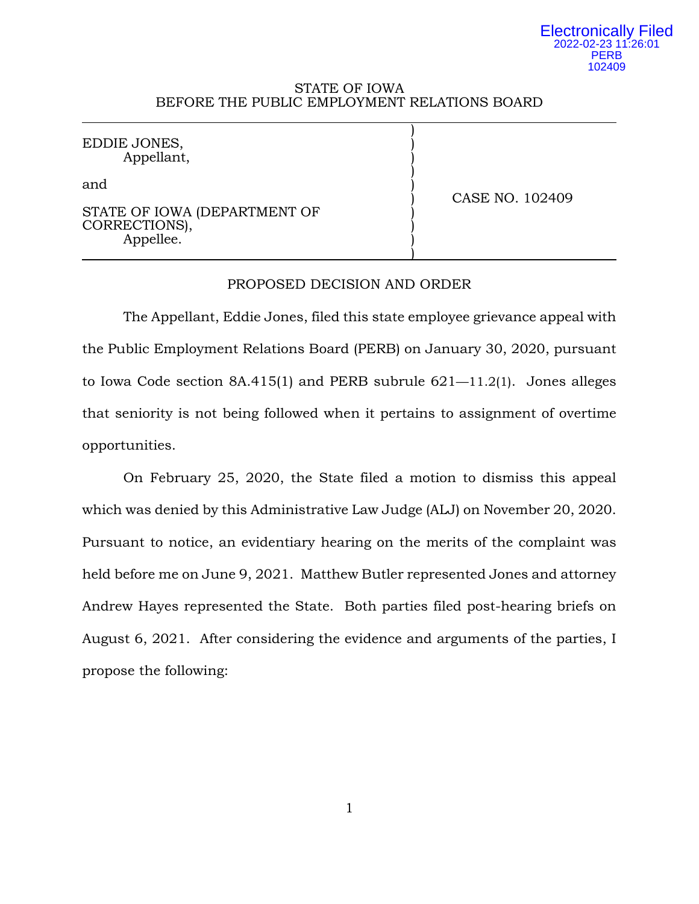Electronically Filed
2022-02-23 11:26:01
PERB
102409

STATE OF IOWA
BEFORE THE PUBLIC EMPLOYMENT RELATIONS BOARD

| | |
|---|---|
| EDDIE JONES,<br>Appellant,<br><br>and<br><br>STATE OF IOWA (DEPARTMENT OF CORRECTIONS),<br>Appellee. | CASE NO. 102409 |

PROPOSED DECISION AND ORDER

The Appellant, Eddie Jones, filed this state employee grievance appeal with the Public Employment Relations Board (PERB) on January 30, 2020, pursuant to Iowa Code section 8A.415(1) and PERB subrule 621—11.2(1). Jones alleges that seniority is not being followed when it pertains to assignment of overtime opportunities.

On February 25, 2020, the State filed a motion to dismiss this appeal which was denied by this Administrative Law Judge (ALJ) on November 20, 2020. Pursuant to notice, an evidentiary hearing on the merits of the complaint was held before me on June 9, 2021. Matthew Butler represented Jones and attorney Andrew Hayes represented the State. Both parties filed post-hearing briefs on August 6, 2021. After considering the evidence and arguments of the parties, I propose the following: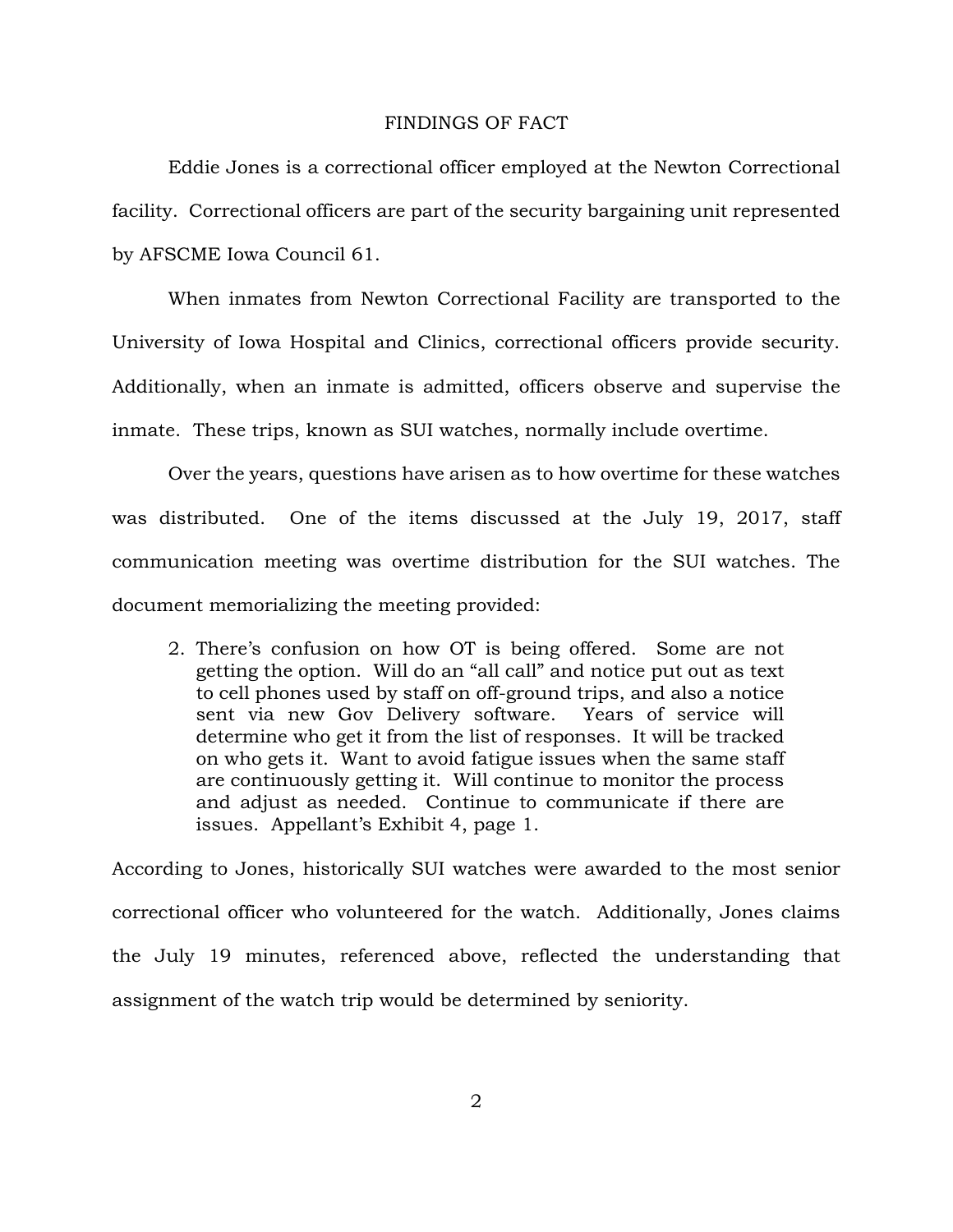## FINDINGS OF FACT

Eddie Jones is a correctional officer employed at the Newton Correctional facility. Correctional officers are part of the security bargaining unit represented by AFSCME Iowa Council 61.

When inmates from Newton Correctional Facility are transported to the University of Iowa Hospital and Clinics, correctional officers provide security. Additionally, when an inmate is admitted, officers observe and supervise the inmate. These trips, known as SUI watches, normally include overtime.

Over the years, questions have arisen as to how overtime for these watches was distributed. One of the items discussed at the July 19, 2017, staff communication meeting was overtime distribution for the SUI watches. The document memorializing the meeting provided:

> 2. There's confusion on how OT is being offered. Some are not getting the option. Will do an "all call" and notice put out as text to cell phones used by staff on off-ground trips, and also a notice sent via new Gov Delivery software. Years of service will determine who get it from the list of responses. It will be tracked on who gets it. Want to avoid fatigue issues when the same staff are continuously getting it. Will continue to monitor the process and adjust as needed. Continue to communicate if there are issues. Appellant's Exhibit 4, page 1.

According to Jones, historically SUI watches were awarded to the most senior correctional officer who volunteered for the watch. Additionally, Jones claims the July 19 minutes, referenced above, reflected the understanding that assignment of the watch trip would be determined by seniority.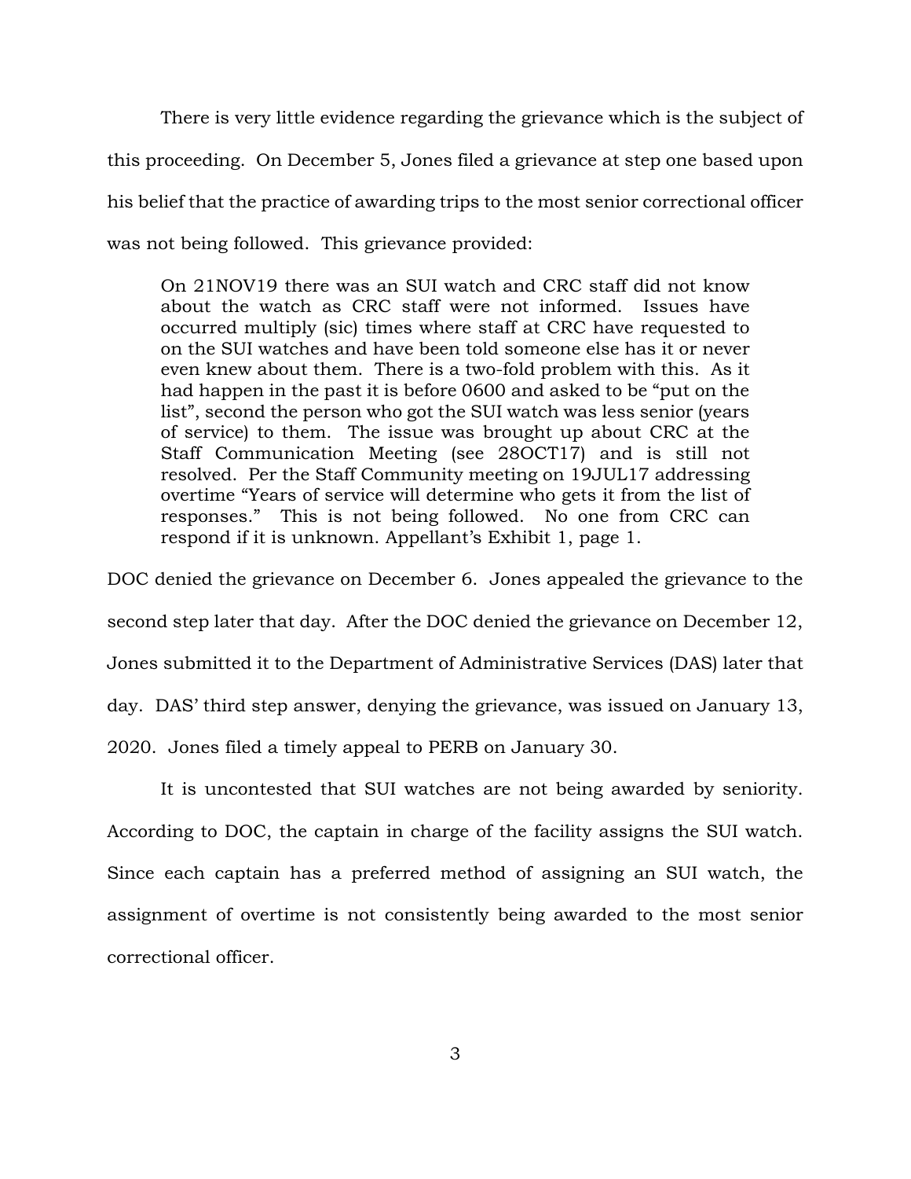There is very little evidence regarding the grievance which is the subject of this proceeding. On December 5, Jones filed a grievance at step one based upon his belief that the practice of awarding trips to the most senior correctional officer was not being followed. This grievance provided:

> On 21NOV19 there was an SUI watch and CRC staff did not know about the watch as CRC staff were not informed. Issues have occurred multiply (sic) times where staff at CRC have requested to on the SUI watches and have been told someone else has it or never even knew about them. There is a two-fold problem with this. As it had happen in the past it is before 0600 and asked to be "put on the list", second the person who got the SUI watch was less senior (years of service) to them. The issue was brought up about CRC at the Staff Communication Meeting (see 28OCT17) and is still not resolved. Per the Staff Community meeting on 19JUL17 addressing overtime "Years of service will determine who gets it from the list of responses." This is not being followed. No one from CRC can respond if it is unknown. Appellant's Exhibit 1, page 1.

DOC denied the grievance on December 6. Jones appealed the grievance to the second step later that day. After the DOC denied the grievance on December 12, Jones submitted it to the Department of Administrative Services (DAS) later that day. DAS' third step answer, denying the grievance, was issued on January 13, 2020. Jones filed a timely appeal to PERB on January 30.

It is uncontested that SUI watches are not being awarded by seniority. According to DOC, the captain in charge of the facility assigns the SUI watch. Since each captain has a preferred method of assigning an SUI watch, the assignment of overtime is not consistently being awarded to the most senior correctional officer.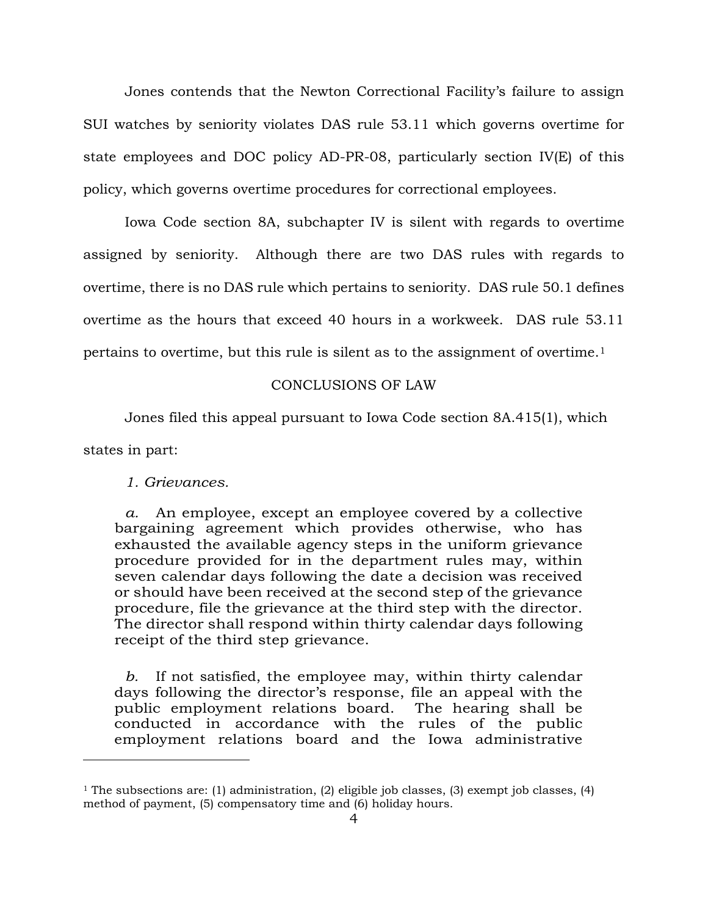Jones contends that the Newton Correctional Facility's failure to assign SUI watches by seniority violates DAS rule 53.11 which governs overtime for state employees and DOC policy AD-PR-08, particularly section IV(E) of this policy, which governs overtime procedures for correctional employees.

Iowa Code section 8A, subchapter IV is silent with regards to overtime assigned by seniority. Although there are two DAS rules with regards to overtime, there is no DAS rule which pertains to seniority. DAS rule 50.1 defines overtime as the hours that exceed 40 hours in a workweek. DAS rule 53.11 pertains to overtime, but this rule is silent as to the assignment of overtime.[1]

## CONCLUSIONS OF LAW

Jones filed this appeal pursuant to Iowa Code section 8A.415(1), which states in part:

> *1. Grievances.*
>
> *a.* An employee, except an employee covered by a collective bargaining agreement which provides otherwise, who has exhausted the available agency steps in the uniform grievance procedure provided for in the department rules may, within seven calendar days following the date a decision was received or should have been received at the second step of the grievance procedure, file the grievance at the third step with the director. The director shall respond within thirty calendar days following receipt of the third step grievance.
>
> *b.* If not satisfied, the employee may, within thirty calendar days following the director's response, file an appeal with the public employment relations board. The hearing shall be conducted in accordance with the rules of the public employment relations board and the Iowa administrative

---

[1] The subsections are: (1) administration, (2) eligible job classes, (3) exempt job classes, (4) method of payment, (5) compensatory time and (6) holiday hours.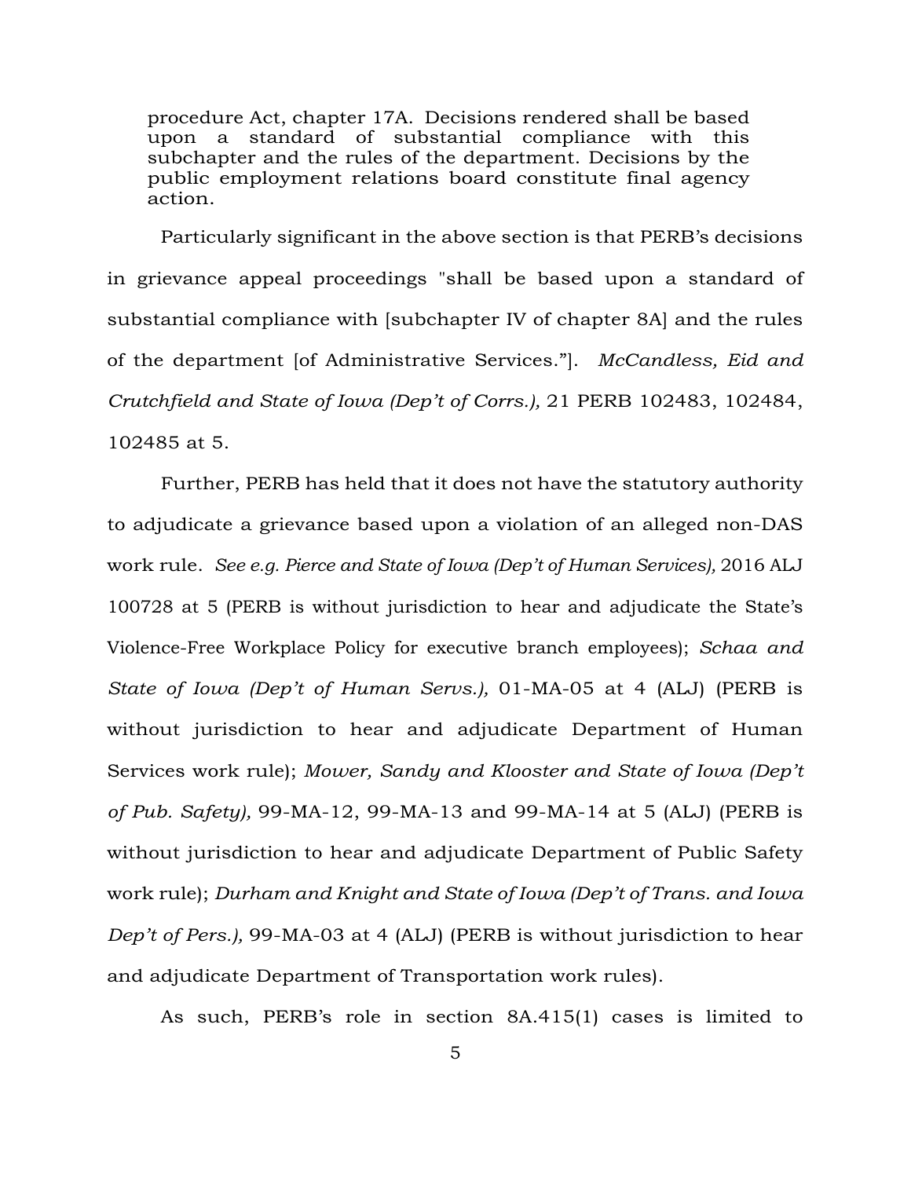> procedure Act, chapter 17A. Decisions rendered shall be based upon a standard of substantial compliance with this subchapter and the rules of the department. Decisions by the public employment relations board constitute final agency action.

Particularly significant in the above section is that PERB's decisions in grievance appeal proceedings "shall be based upon a standard of substantial compliance with [subchapter IV of chapter 8A] and the rules of the department [of Administrative Services."]. *McCandless, Eid and Crutchfield and State of Iowa (Dep't of Corrs.),* 21 PERB 102483, 102484, 102485 at 5.

Further, PERB has held that it does not have the statutory authority to adjudicate a grievance based upon a violation of an alleged non-DAS work rule. *See e.g. Pierce and State of Iowa (Dep't of Human Services),* 2016 ALJ 100728 at 5 (PERB is without jurisdiction to hear and adjudicate the State's Violence-Free Workplace Policy for executive branch employees); *Schaa and State of Iowa (Dep't of Human Servs.),* 01-MA-05 at 4 (ALJ) (PERB is without jurisdiction to hear and adjudicate Department of Human Services work rule); *Mower, Sandy and Klooster and State of Iowa (Dep't of Pub. Safety),* 99-MA-12, 99-MA-13 and 99-MA-14 at 5 (ALJ) (PERB is without jurisdiction to hear and adjudicate Department of Public Safety work rule); *Durham and Knight and State of Iowa (Dep't of Trans. and Iowa Dep't of Pers.),* 99-MA-03 at 4 (ALJ) (PERB is without jurisdiction to hear and adjudicate Department of Transportation work rules).

As such, PERB's role in section 8A.415(1) cases is limited to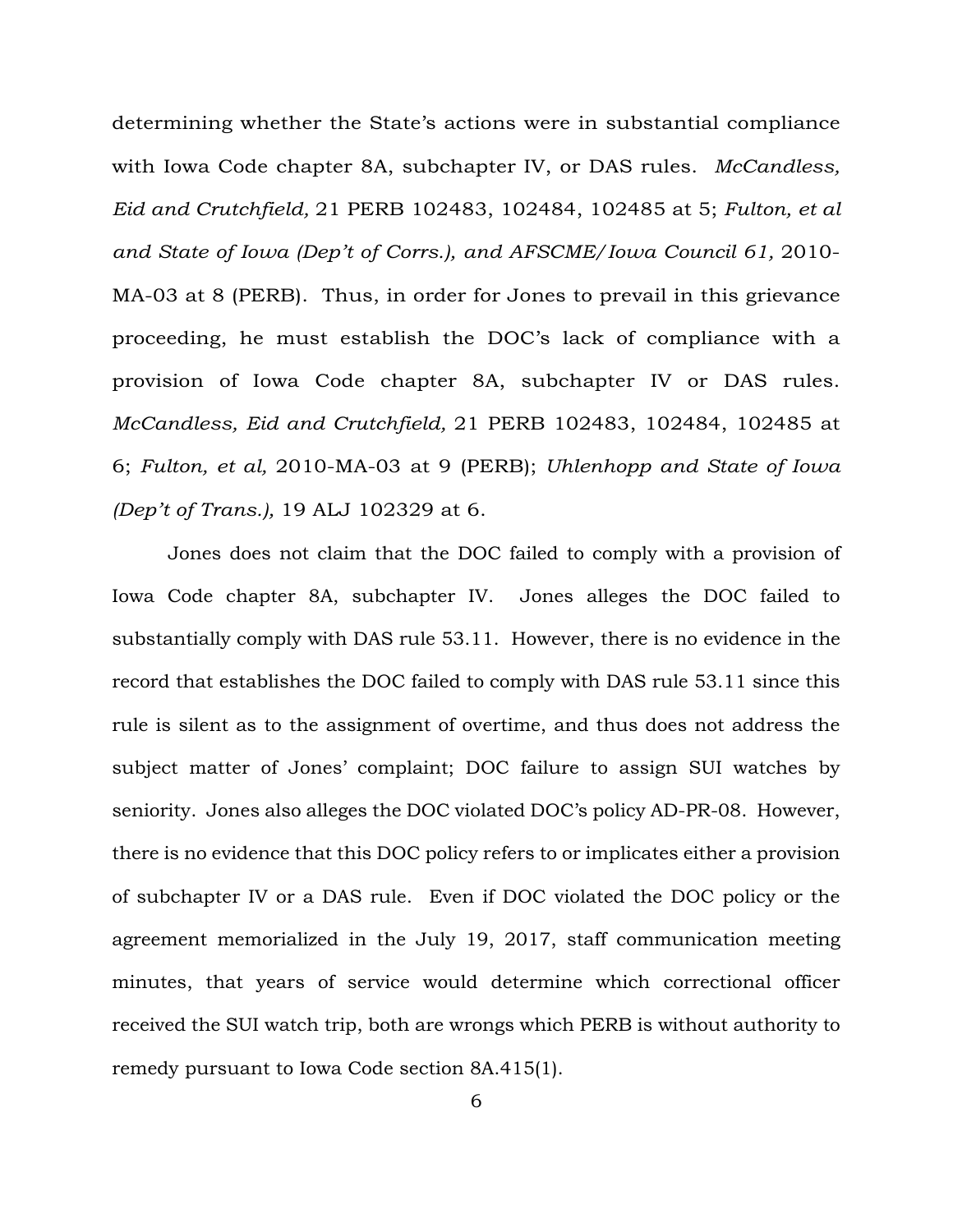determining whether the State's actions were in substantial compliance with Iowa Code chapter 8A, subchapter IV, or DAS rules. *McCandless, Eid and Crutchfield,* 21 PERB 102483, 102484, 102485 at 5; *Fulton, et al and State of Iowa (Dep't of Corrs.), and AFSCME/Iowa Council 61,* 2010-MA-03 at 8 (PERB). Thus, in order for Jones to prevail in this grievance proceeding, he must establish the DOC's lack of compliance with a provision of Iowa Code chapter 8A, subchapter IV or DAS rules. *McCandless, Eid and Crutchfield,* 21 PERB 102483, 102484, 102485 at 6; *Fulton, et al,* 2010-MA-03 at 9 (PERB); *Uhlenhopp and State of Iowa (Dep't of Trans.),* 19 ALJ 102329 at 6.

Jones does not claim that the DOC failed to comply with a provision of Iowa Code chapter 8A, subchapter IV. Jones alleges the DOC failed to substantially comply with DAS rule 53.11. However, there is no evidence in the record that establishes the DOC failed to comply with DAS rule 53.11 since this rule is silent as to the assignment of overtime, and thus does not address the subject matter of Jones' complaint; DOC failure to assign SUI watches by seniority. Jones also alleges the DOC violated DOC's policy AD-PR-08. However, there is no evidence that this DOC policy refers to or implicates either a provision of subchapter IV or a DAS rule. Even if DOC violated the DOC policy or the agreement memorialized in the July 19, 2017, staff communication meeting minutes, that years of service would determine which correctional officer received the SUI watch trip, both are wrongs which PERB is without authority to remedy pursuant to Iowa Code section 8A.415(1).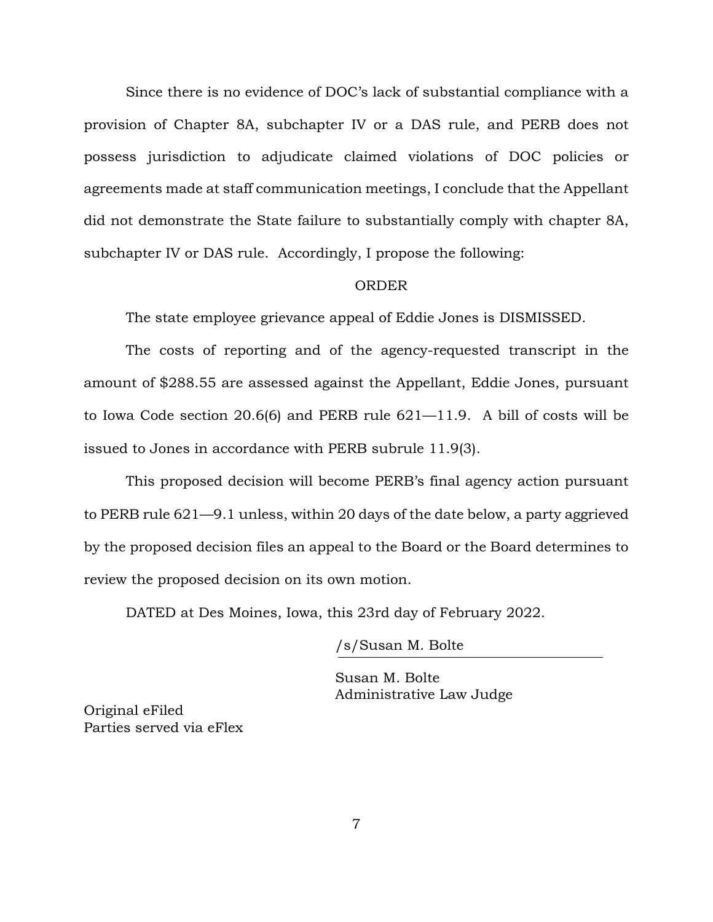Since there is no evidence of DOC's lack of substantial compliance with a provision of Chapter 8A, subchapter IV or a DAS rule, and PERB does not possess jurisdiction to adjudicate claimed violations of DOC policies or agreements made at staff communication meetings, I conclude that the Appellant did not demonstrate the State failure to substantially comply with chapter 8A, subchapter IV or DAS rule. Accordingly, I propose the following:

ORDER

The state employee grievance appeal of Eddie Jones is DISMISSED.

The costs of reporting and of the agency-requested transcript in the amount of $288.55 are assessed against the Appellant, Eddie Jones, pursuant to Iowa Code section 20.6(6) and PERB rule 621—11.9. A bill of costs will be issued to Jones in accordance with PERB subrule 11.9(3).

This proposed decision will become PERB's final agency action pursuant to PERB rule 621—9.1 unless, within 20 days of the date below, a party aggrieved by the proposed decision files an appeal to the Board or the Board determines to review the proposed decision on its own motion.

DATED at Des Moines, Iowa, this 23rd day of February 2022.

/s/Susan M. Bolte

Susan M. Bolte
Administrative Law Judge

Original eFiled
Parties served via eFlex